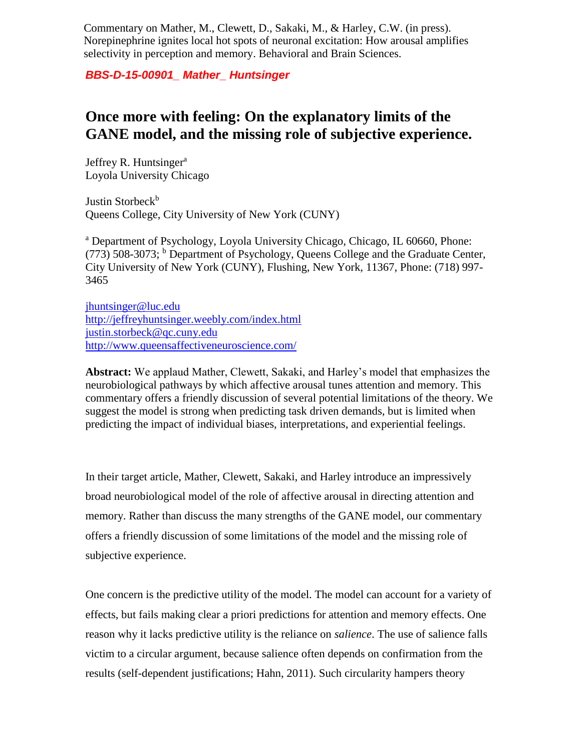Commentary on Mather, M., Clewett, D., Sakaki, M., & Harley, C.W. (in press). Norepinephrine ignites local hot spots of neuronal excitation: How arousal amplifies selectivity in perception and memory. Behavioral and Brain Sciences.

***BBS-D-15-00901_ Mather_ Huntsinger***

# Once more with feeling: On the explanatory limits of the GANE model, and the missing role of subjective experience.

Jeffrey R. Huntsinger[a]
Loyola University Chicago

Justin Storbeck[b]
Queens College, City University of New York (CUNY)

[a] Department of Psychology, Loyola University Chicago, Chicago, IL 60660, Phone: (773) 508-3073; [b] Department of Psychology, Queens College and the Graduate Center, City University of New York (CUNY), Flushing, New York, 11367, Phone: (718) 997-3465

jhuntsinger@luc.edu
http://jeffreyhuntsinger.weebly.com/index.html
justin.storbeck@qc.cuny.edu
http://www.queensaffectiveneuroscience.com/

**Abstract:** We applaud Mather, Clewett, Sakaki, and Harley's model that emphasizes the neurobiological pathways by which affective arousal tunes attention and memory. This commentary offers a friendly discussion of several potential limitations of the theory. We suggest the model is strong when predicting task driven demands, but is limited when predicting the impact of individual biases, interpretations, and experiential feelings.

In their target article, Mather, Clewett, Sakaki, and Harley introduce an impressively broad neurobiological model of the role of affective arousal in directing attention and memory. Rather than discuss the many strengths of the GANE model, our commentary offers a friendly discussion of some limitations of the model and the missing role of subjective experience.

One concern is the predictive utility of the model. The model can account for a variety of effects, but fails making clear a priori predictions for attention and memory effects. One reason why it lacks predictive utility is the reliance on *salience*. The use of salience falls victim to a circular argument, because salience often depends on confirmation from the results (self-dependent justifications; Hahn, 2011). Such circularity hampers theory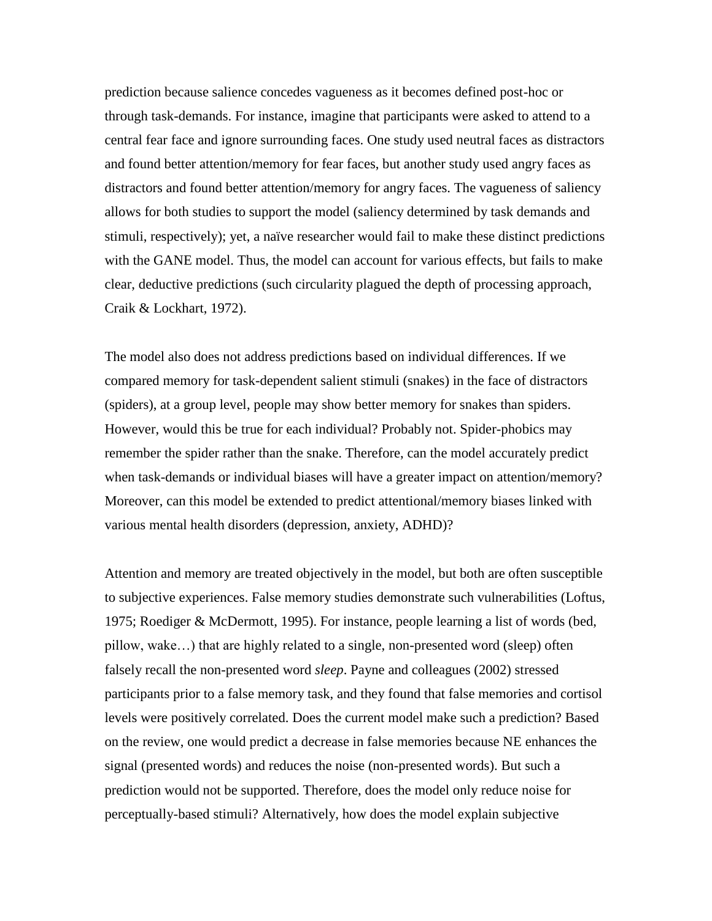prediction because salience concedes vagueness as it becomes defined post-hoc or through task-demands. For instance, imagine that participants were asked to attend to a central fear face and ignore surrounding faces. One study used neutral faces as distractors and found better attention/memory for fear faces, but another study used angry faces as distractors and found better attention/memory for angry faces. The vagueness of saliency allows for both studies to support the model (saliency determined by task demands and stimuli, respectively); yet, a naïve researcher would fail to make these distinct predictions with the GANE model. Thus, the model can account for various effects, but fails to make clear, deductive predictions (such circularity plagued the depth of processing approach, Craik & Lockhart, 1972).

The model also does not address predictions based on individual differences. If we compared memory for task-dependent salient stimuli (snakes) in the face of distractors (spiders), at a group level, people may show better memory for snakes than spiders. However, would this be true for each individual? Probably not. Spider-phobics may remember the spider rather than the snake. Therefore, can the model accurately predict when task-demands or individual biases will have a greater impact on attention/memory? Moreover, can this model be extended to predict attentional/memory biases linked with various mental health disorders (depression, anxiety, ADHD)?

Attention and memory are treated objectively in the model, but both are often susceptible to subjective experiences. False memory studies demonstrate such vulnerabilities (Loftus, 1975; Roediger & McDermott, 1995). For instance, people learning a list of words (bed, pillow, wake…) that are highly related to a single, non-presented word (sleep) often falsely recall the non-presented word *sleep*. Payne and colleagues (2002) stressed participants prior to a false memory task, and they found that false memories and cortisol levels were positively correlated. Does the current model make such a prediction? Based on the review, one would predict a decrease in false memories because NE enhances the signal (presented words) and reduces the noise (non-presented words). But such a prediction would not be supported. Therefore, does the model only reduce noise for perceptually-based stimuli? Alternatively, how does the model explain subjective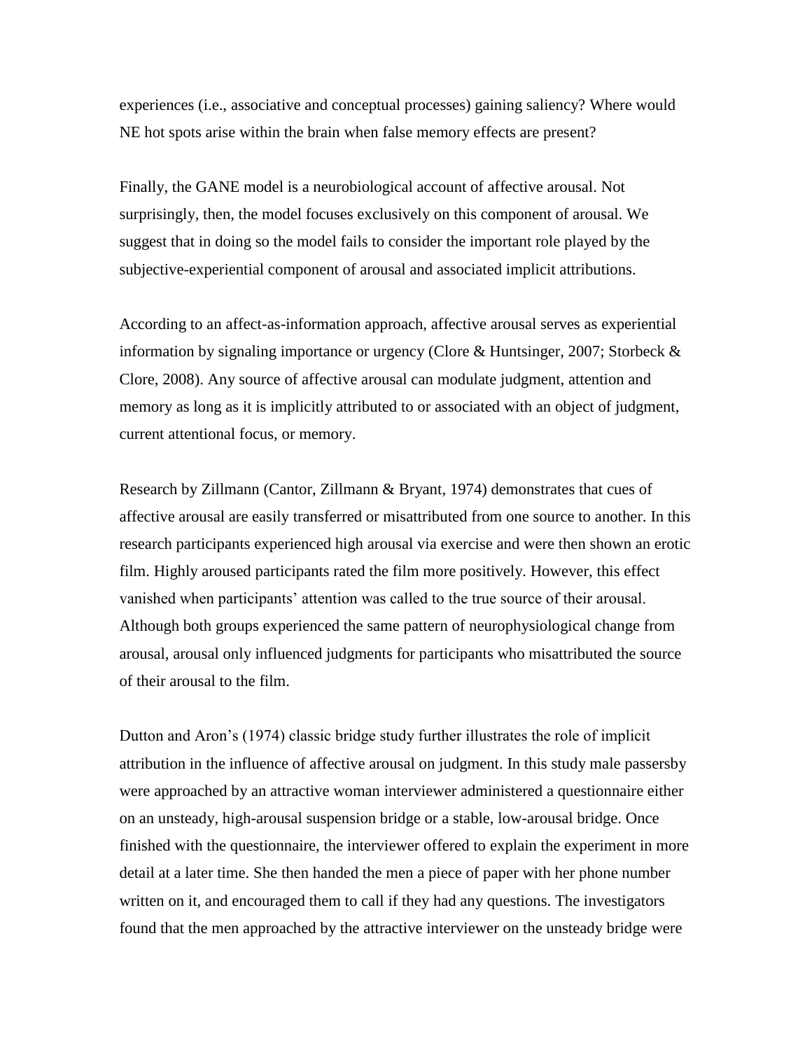experiences (i.e., associative and conceptual processes) gaining saliency? Where would NE hot spots arise within the brain when false memory effects are present?

Finally, the GANE model is a neurobiological account of affective arousal. Not surprisingly, then, the model focuses exclusively on this component of arousal. We suggest that in doing so the model fails to consider the important role played by the subjective-experiential component of arousal and associated implicit attributions.

According to an affect-as-information approach, affective arousal serves as experiential information by signaling importance or urgency (Clore & Huntsinger, 2007; Storbeck & Clore, 2008). Any source of affective arousal can modulate judgment, attention and memory as long as it is implicitly attributed to or associated with an object of judgment, current attentional focus, or memory.

Research by Zillmann (Cantor, Zillmann & Bryant, 1974) demonstrates that cues of affective arousal are easily transferred or misattributed from one source to another. In this research participants experienced high arousal via exercise and were then shown an erotic film. Highly aroused participants rated the film more positively. However, this effect vanished when participants' attention was called to the true source of their arousal. Although both groups experienced the same pattern of neurophysiological change from arousal, arousal only influenced judgments for participants who misattributed the source of their arousal to the film.

Dutton and Aron's (1974) classic bridge study further illustrates the role of implicit attribution in the influence of affective arousal on judgment. In this study male passersby were approached by an attractive woman interviewer administered a questionnaire either on an unsteady, high-arousal suspension bridge or a stable, low-arousal bridge. Once finished with the questionnaire, the interviewer offered to explain the experiment in more detail at a later time. She then handed the men a piece of paper with her phone number written on it, and encouraged them to call if they had any questions. The investigators found that the men approached by the attractive interviewer on the unsteady bridge were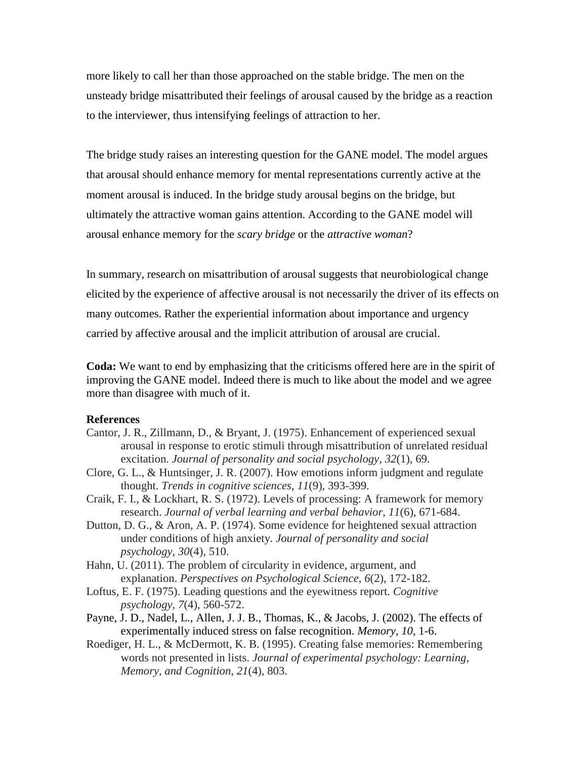more likely to call her than those approached on the stable bridge. The men on the unsteady bridge misattributed their feelings of arousal caused by the bridge as a reaction to the interviewer, thus intensifying feelings of attraction to her.

The bridge study raises an interesting question for the GANE model. The model argues that arousal should enhance memory for mental representations currently active at the moment arousal is induced. In the bridge study arousal begins on the bridge, but ultimately the attractive woman gains attention. According to the GANE model will arousal enhance memory for the *scary bridge* or the *attractive woman*?

In summary, research on misattribution of arousal suggests that neurobiological change elicited by the experience of affective arousal is not necessarily the driver of its effects on many outcomes. Rather the experiential information about importance and urgency carried by affective arousal and the implicit attribution of arousal are crucial.

**Coda:** We want to end by emphasizing that the criticisms offered here are in the spirit of improving the GANE model. Indeed there is much to like about the model and we agree more than disagree with much of it.

**References**

Cantor, J. R., Zillmann, D., & Bryant, J. (1975). Enhancement of experienced sexual arousal in response to erotic stimuli through misattribution of unrelated residual excitation. *Journal of personality and social psychology*, *32*(1), 69.

Clore, G. L., & Huntsinger, J. R. (2007). How emotions inform judgment and regulate thought. *Trends in cognitive sciences*, *11*(9), 393-399.

Craik, F. I., & Lockhart, R. S. (1972). Levels of processing: A framework for memory research. *Journal of verbal learning and verbal behavior*, *11*(6), 671-684.

Dutton, D. G., & Aron, A. P. (1974). Some evidence for heightened sexual attraction under conditions of high anxiety. *Journal of personality and social psychology*, *30*(4), 510.

Hahn, U. (2011). The problem of circularity in evidence, argument, and explanation. *Perspectives on Psychological Science*, *6*(2), 172-182.

Loftus, E. F. (1975). Leading questions and the eyewitness report. *Cognitive psychology*, *7*(4), 560-572.

Payne, J. D., Nadel, L., Allen, J. J. B., Thomas, K., & Jacobs, J. (2002). The effects of experimentally induced stress on false recognition. *Memory, 10*, 1-6.

Roediger, H. L., & McDermott, K. B. (1995). Creating false memories: Remembering words not presented in lists. *Journal of experimental psychology: Learning, Memory, and Cognition*, *21*(4), 803.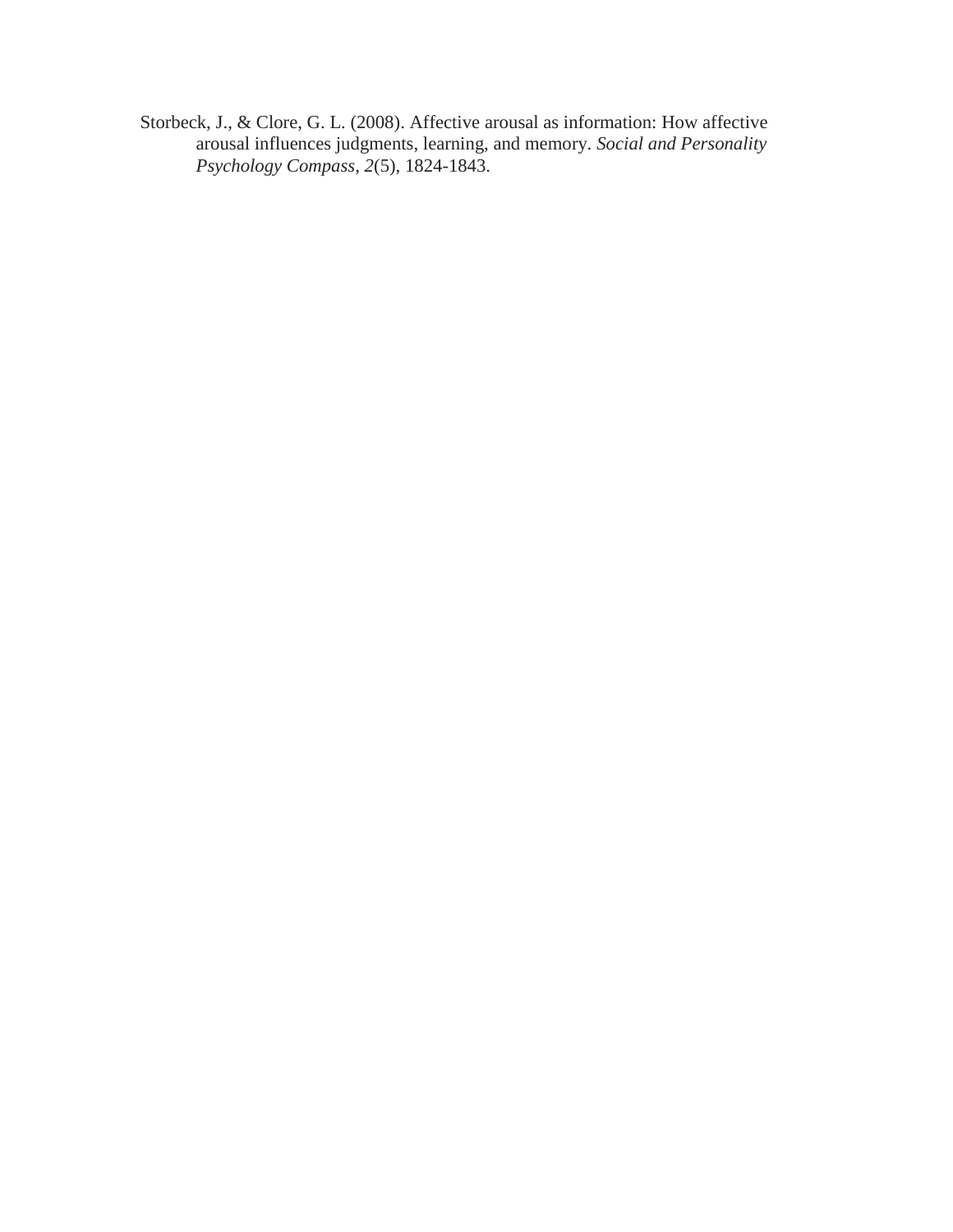Storbeck, J., & Clore, G. L. (2008). Affective arousal as information: How affective arousal influences judgments, learning, and memory. *Social and Personality Psychology Compass*, *2*(5), 1824-1843.